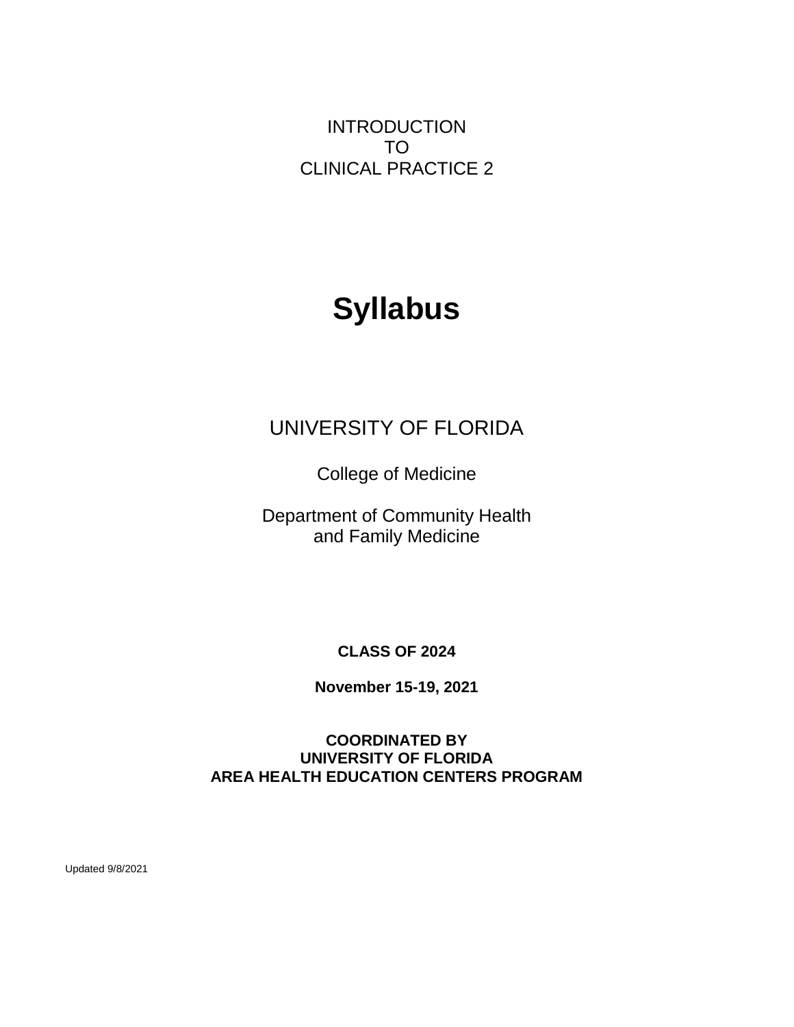# INTRODUCTION TO CLINICAL PRACTICE 2

# Syllabus

## UNIVERSITY OF FLORIDA

College of Medicine

Department of Community Health and Family Medicine

**CLASS OF 2024**

**November 15-19, 2021**

**COORDINATED BY**
**UNIVERSITY OF FLORIDA**
**AREA HEALTH EDUCATION CENTERS PROGRAM**

Updated 9/8/2021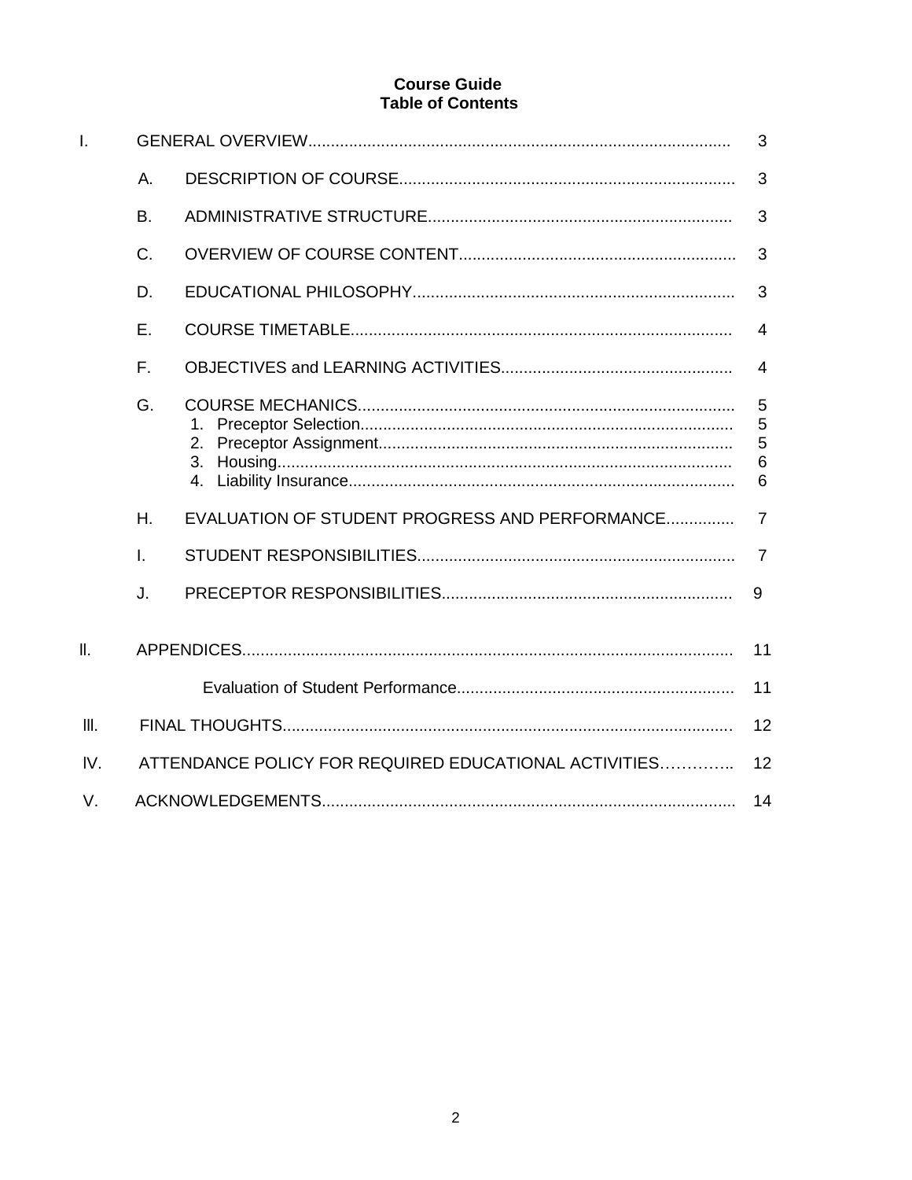# Course Guide
# Table of Contents

| | | | |
|---|---|---|---|
| I. | GENERAL OVERVIEW | | 3 |
| | A. | DESCRIPTION OF COURSE | 3 |
| | B. | ADMINISTRATIVE STRUCTURE | 3 |
| | C. | OVERVIEW OF COURSE CONTENT | 3 |
| | D. | EDUCATIONAL PHILOSOPHY | 3 |
| | E. | COURSE TIMETABLE | 4 |
| | F. | OBJECTIVES and LEARNING ACTIVITIES | 4 |
| | G. | COURSE MECHANICS | 5 |
| | | 1. Preceptor Selection | 5 |
| | | 2. Preceptor Assignment | 5 |
| | | 3. Housing | 6 |
| | | 4. Liability Insurance | 6 |
| | H. | EVALUATION OF STUDENT PROGRESS AND PERFORMANCE | 7 |
| | I. | STUDENT RESPONSIBILITIES | 7 |
| | J. | PRECEPTOR RESPONSIBILITIES | 9 |
| II. | APPENDICES | | 11 |
| | | Evaluation of Student Performance | 11 |
| III. | FINAL THOUGHTS | | 12 |
| IV. | ATTENDANCE POLICY FOR REQUIRED EDUCATIONAL ACTIVITIES | | 12 |
| V. | ACKNOWLEDGEMENTS | | 14 |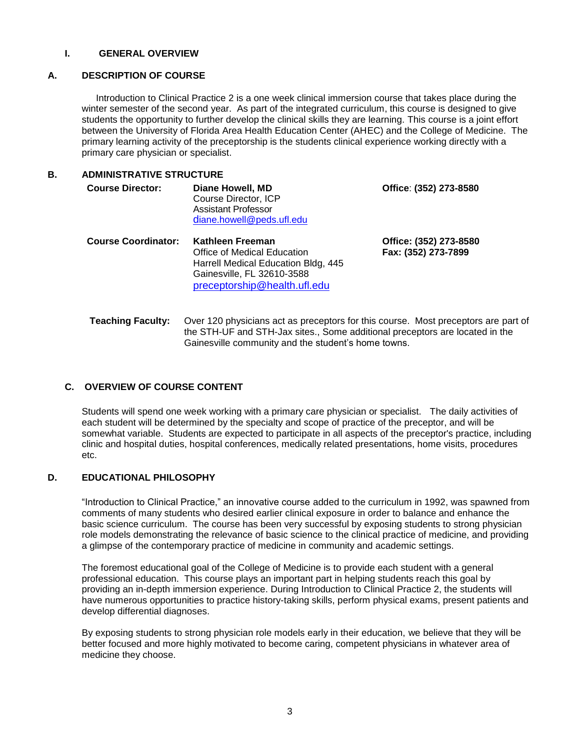## I. GENERAL OVERVIEW

### A. DESCRIPTION OF COURSE

Introduction to Clinical Practice 2 is a one week clinical immersion course that takes place during the winter semester of the second year. As part of the integrated curriculum, this course is designed to give students the opportunity to further develop the clinical skills they are learning. This course is a joint effort between the University of Florida Area Health Education Center (AHEC) and the College of Medicine. The primary learning activity of the preceptorship is the students clinical experience working directly with a primary care physician or specialist.

### B. ADMINISTRATIVE STRUCTURE

**Course Director:** **Diane Howell, MD**
Course Director, ICP
Assistant Professor
diane.howell@peds.ufl.edu
**Office**: **(352) 273-8580**

**Course Coordinator:** **Kathleen Freeman**
Office of Medical Education
Harrell Medical Education Bldg, 445
Gainesville, FL 32610-3588
preceptorship@health.ufl.edu
**Office: (352) 273-8580**
**Fax: (352) 273-7899**

**Teaching Faculty:** Over 120 physicians act as preceptors for this course. Most preceptors are part of the STH-UF and STH-Jax sites., Some additional preceptors are located in the Gainesville community and the student's home towns.

### C. OVERVIEW OF COURSE CONTENT

Students will spend one week working with a primary care physician or specialist. The daily activities of each student will be determined by the specialty and scope of practice of the preceptor, and will be somewhat variable. Students are expected to participate in all aspects of the preceptor's practice, including clinic and hospital duties, hospital conferences, medically related presentations, home visits, procedures etc.

### D. EDUCATIONAL PHILOSOPHY

"Introduction to Clinical Practice," an innovative course added to the curriculum in 1992, was spawned from comments of many students who desired earlier clinical exposure in order to balance and enhance the basic science curriculum. The course has been very successful by exposing students to strong physician role models demonstrating the relevance of basic science to the clinical practice of medicine, and providing a glimpse of the contemporary practice of medicine in community and academic settings.

The foremost educational goal of the College of Medicine is to provide each student with a general professional education. This course plays an important part in helping students reach this goal by providing an in-depth immersion experience. During Introduction to Clinical Practice 2, the students will have numerous opportunities to practice history-taking skills, perform physical exams, present patients and develop differential diagnoses.

By exposing students to strong physician role models early in their education, we believe that they will be better focused and more highly motivated to become caring, competent physicians in whatever area of medicine they choose.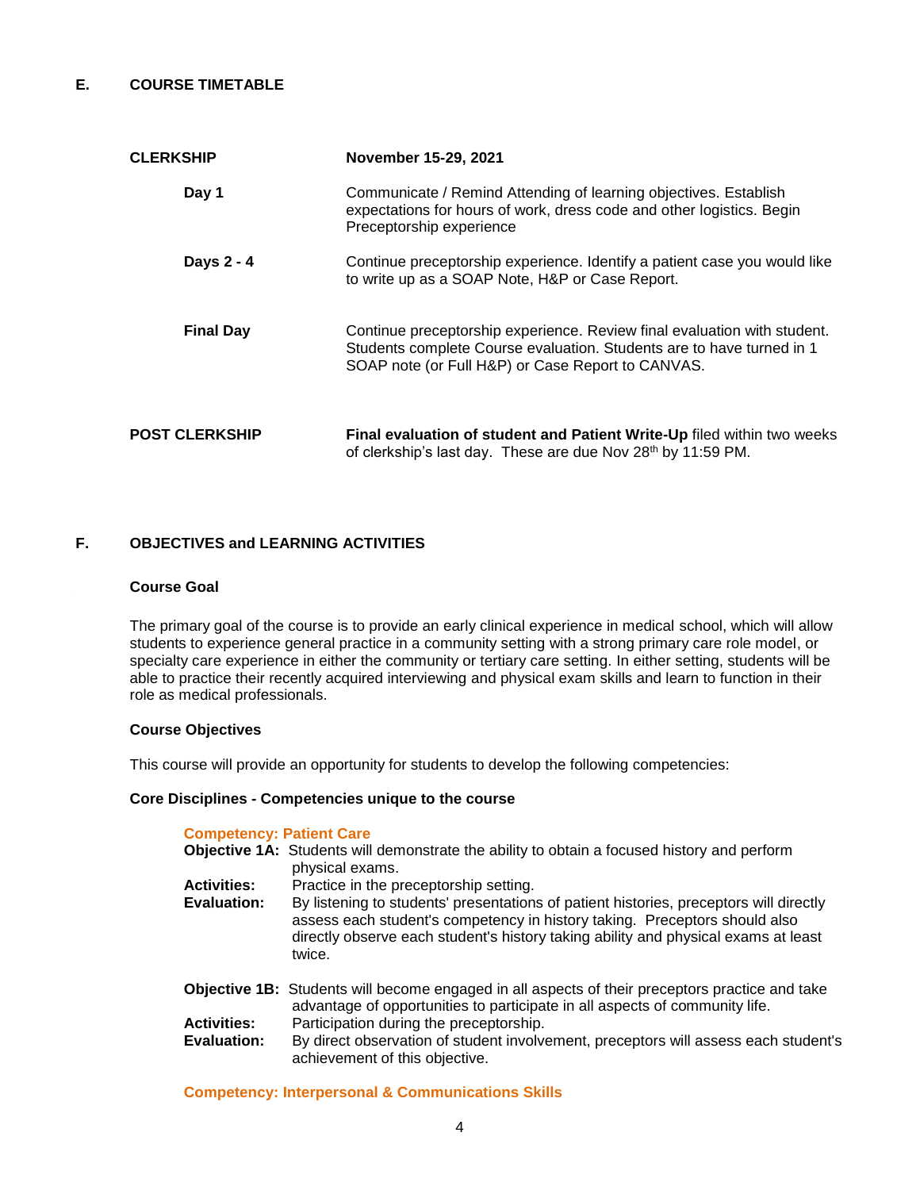## E. COURSE TIMETABLE

| | |
|---|---|
| **CLERKSHIP** | **November 15-29, 2021** |
| **Day 1** | Communicate / Remind Attending of learning objectives. Establish expectations for hours of work, dress code and other logistics. Begin Preceptorship experience |
| **Days 2 - 4** | Continue preceptorship experience. Identify a patient case you would like to write up as a SOAP Note, H&P or Case Report. |
| **Final Day** | Continue preceptorship experience. Review final evaluation with student. Students complete Course evaluation. Students are to have turned in 1 SOAP note (or Full H&P) or Case Report to CANVAS. |
| **POST CLERKSHIP** | **Final evaluation of student and Patient Write-Up** filed within two weeks of clerkship's last day. These are due Nov 28th by 11:59 PM. |

## F. OBJECTIVES and LEARNING ACTIVITIES

### Course Goal

The primary goal of the course is to provide an early clinical experience in medical school, which will allow students to experience general practice in a community setting with a strong primary care role model, or specialty care experience in either the community or tertiary care setting. In either setting, students will be able to practice their recently acquired interviewing and physical exam skills and learn to function in their role as medical professionals.

### Course Objectives

This course will provide an opportunity for students to develop the following competencies:

### Core Disciplines - Competencies unique to the course

#### Competency: Patient Care

**Objective 1A:** Students will demonstrate the ability to obtain a focused history and perform physical exams.

**Activities:** Practice in the preceptorship setting.

**Evaluation:** By listening to students' presentations of patient histories, preceptors will directly assess each student's competency in history taking. Preceptors should also directly observe each student's history taking ability and physical exams at least twice.

**Objective 1B:** Students will become engaged in all aspects of their preceptors practice and take advantage of opportunities to participate in all aspects of community life.

**Activities:** Participation during the preceptorship.

**Evaluation:** By direct observation of student involvement, preceptors will assess each student's achievement of this objective.

#### Competency: Interpersonal & Communications Skills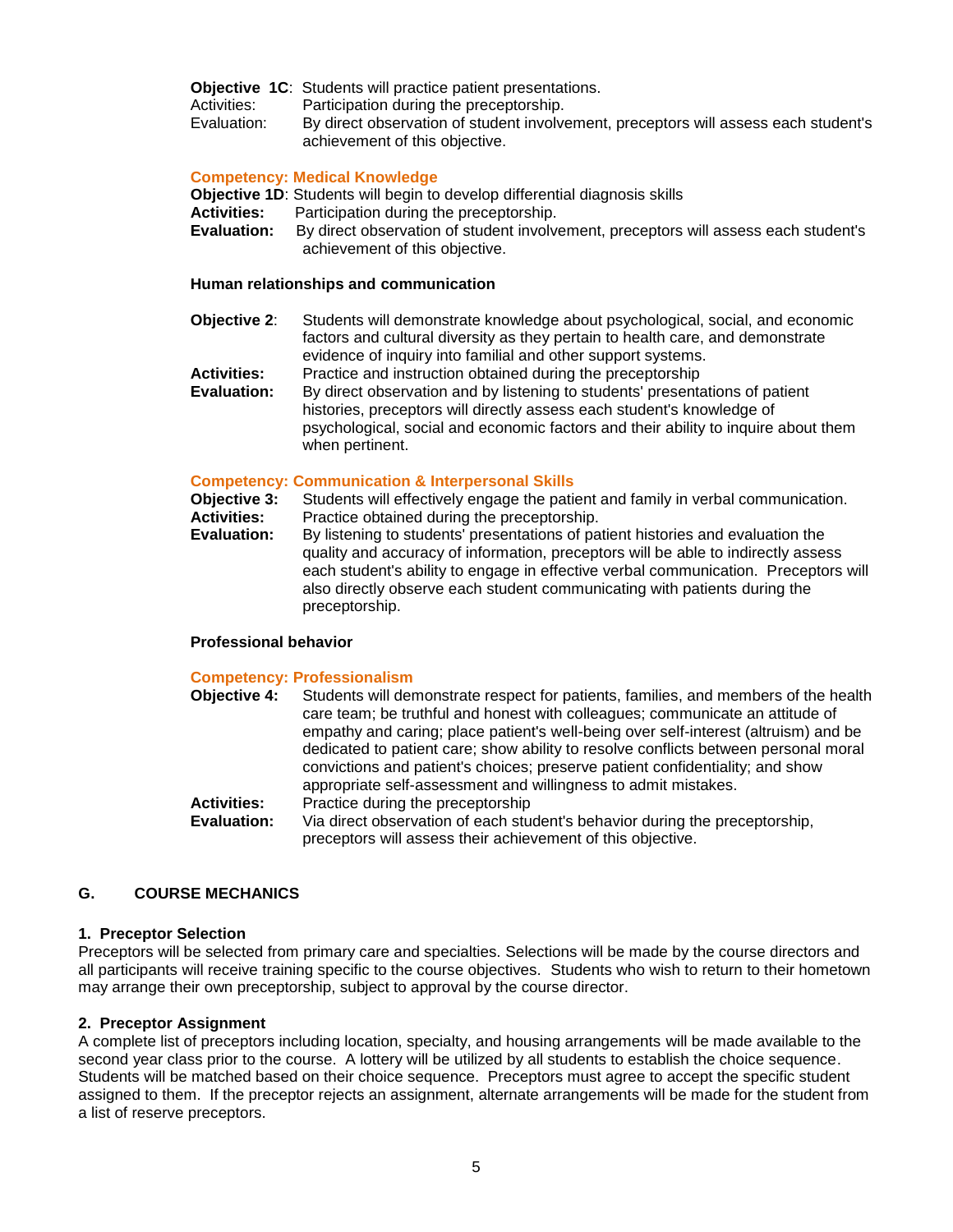**Objective 1C**: Students will practice patient presentations.
Activities: Participation during the preceptorship.
Evaluation: By direct observation of student involvement, preceptors will assess each student's achievement of this objective.

**Competency: Medical Knowledge**

**Objective 1D**: Students will begin to develop differential diagnosis skills
**Activities:** Participation during the preceptorship.
**Evaluation:** By direct observation of student involvement, preceptors will assess each student's achievement of this objective.

**Human relationships and communication**

**Objective 2**: Students will demonstrate knowledge about psychological, social, and economic factors and cultural diversity as they pertain to health care, and demonstrate evidence of inquiry into familial and other support systems.
**Activities:** Practice and instruction obtained during the preceptorship
**Evaluation:** By direct observation and by listening to students' presentations of patient histories, preceptors will directly assess each student's knowledge of psychological, social and economic factors and their ability to inquire about them when pertinent.

**Competency: Communication & Interpersonal Skills**

**Objective 3:** Students will effectively engage the patient and family in verbal communication.
**Activities:** Practice obtained during the preceptorship.
**Evaluation:** By listening to students' presentations of patient histories and evaluation the quality and accuracy of information, preceptors will be able to indirectly assess each student's ability to engage in effective verbal communication. Preceptors will also directly observe each student communicating with patients during the preceptorship.

**Professional behavior**

**Competency: Professionalism**

**Objective 4:** Students will demonstrate respect for patients, families, and members of the health care team; be truthful and honest with colleagues; communicate an attitude of empathy and caring; place patient's well-being over self-interest (altruism) and be dedicated to patient care; show ability to resolve conflicts between personal moral convictions and patient's choices; preserve patient confidentiality; and show appropriate self-assessment and willingness to admit mistakes.
**Activities:** Practice during the preceptorship
**Evaluation:** Via direct observation of each student's behavior during the preceptorship, preceptors will assess their achievement of this objective.

## G. COURSE MECHANICS

### 1. Preceptor Selection

Preceptors will be selected from primary care and specialties. Selections will be made by the course directors and all participants will receive training specific to the course objectives. Students who wish to return to their hometown may arrange their own preceptorship, subject to approval by the course director.

### 2. Preceptor Assignment

A complete list of preceptors including location, specialty, and housing arrangements will be made available to the second year class prior to the course. A lottery will be utilized by all students to establish the choice sequence. Students will be matched based on their choice sequence. Preceptors must agree to accept the specific student assigned to them. If the preceptor rejects an assignment, alternate arrangements will be made for the student from a list of reserve preceptors.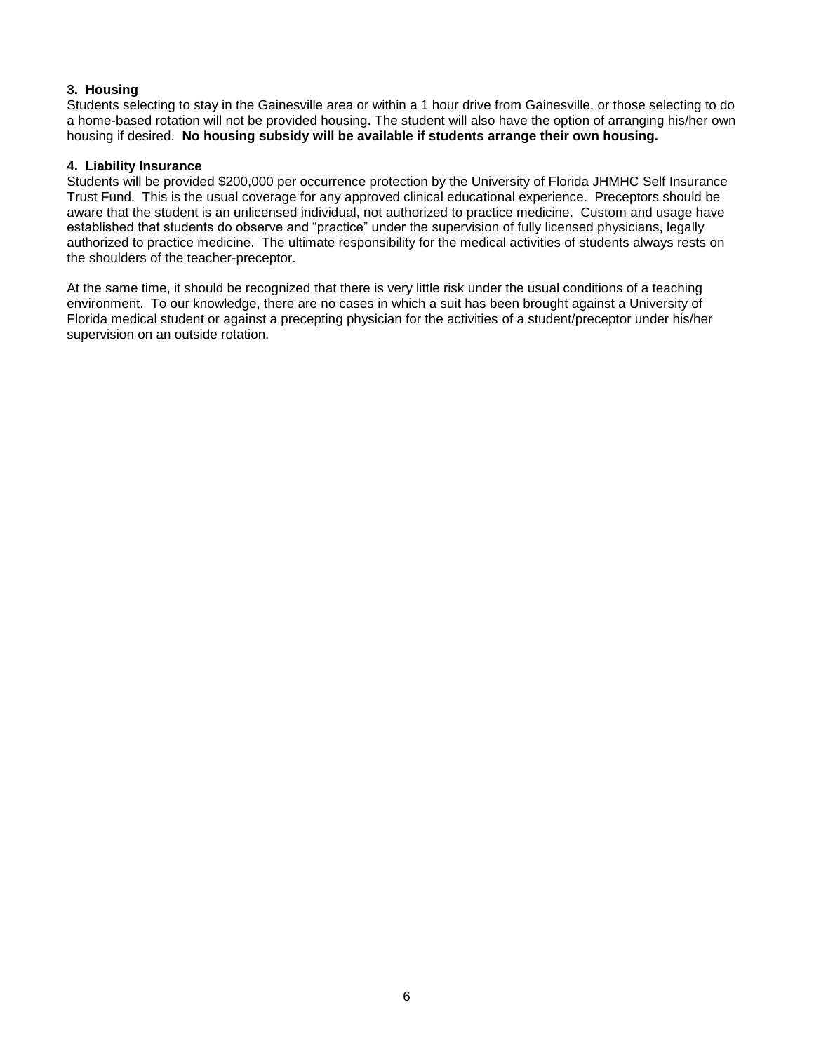**3. Housing**

Students selecting to stay in the Gainesville area or within a 1 hour drive from Gainesville, or those selecting to do a home-based rotation will not be provided housing. The student will also have the option of arranging his/her own housing if desired. **No housing subsidy will be available if students arrange their own housing.**

**4. Liability Insurance**

Students will be provided $200,000 per occurrence protection by the University of Florida JHMHC Self Insurance Trust Fund. This is the usual coverage for any approved clinical educational experience. Preceptors should be aware that the student is an unlicensed individual, not authorized to practice medicine. Custom and usage have established that students do observe and "practice" under the supervision of fully licensed physicians, legally authorized to practice medicine. The ultimate responsibility for the medical activities of students always rests on the shoulders of the teacher-preceptor.

At the same time, it should be recognized that there is very little risk under the usual conditions of a teaching environment. To our knowledge, there are no cases in which a suit has been brought against a University of Florida medical student or against a precepting physician for the activities of a student/preceptor under his/her supervision on an outside rotation.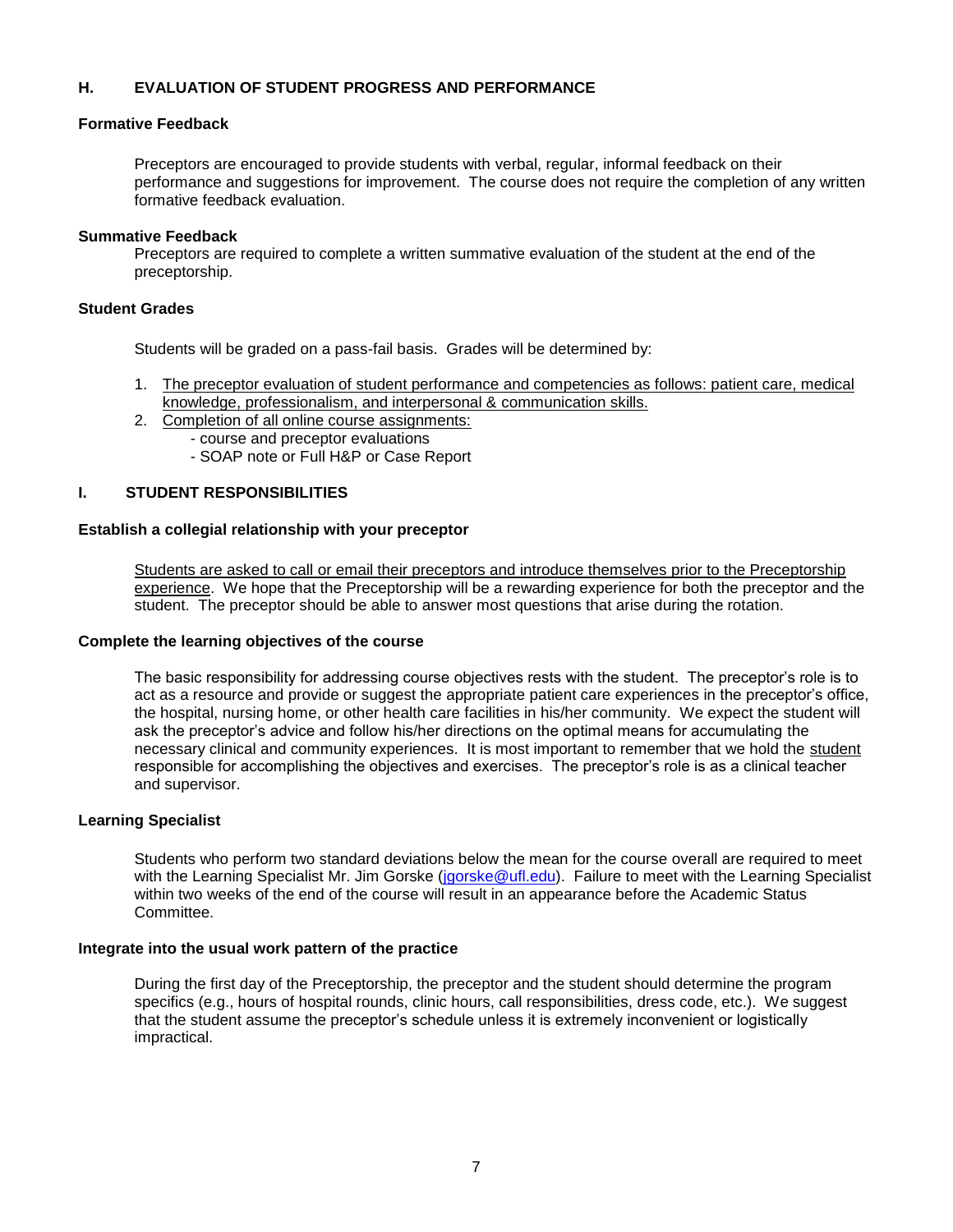## H. EVALUATION OF STUDENT PROGRESS AND PERFORMANCE

**Formative Feedback**

Preceptors are encouraged to provide students with verbal, regular, informal feedback on their performance and suggestions for improvement. The course does not require the completion of any written formative feedback evaluation.

**Summative Feedback**

Preceptors are required to complete a written summative evaluation of the student at the end of the preceptorship.

**Student Grades**

Students will be graded on a pass-fail basis. Grades will be determined by:

1. <u>The preceptor evaluation of student performance and competencies as follows: patient care, medical knowledge, professionalism, and interpersonal & communication skills.</u>
2. <u>Completion of all online course assignments:</u>
   - course and preceptor evaluations
   - SOAP note or Full H&P or Case Report

## I. STUDENT RESPONSIBILITIES

**Establish a collegial relationship with your preceptor**

<u>Students are asked to call or email their preceptors and introduce themselves prior to the Preceptorship experience</u>. We hope that the Preceptorship will be a rewarding experience for both the preceptor and the student. The preceptor should be able to answer most questions that arise during the rotation.

**Complete the learning objectives of the course**

The basic responsibility for addressing course objectives rests with the student. The preceptor's role is to act as a resource and provide or suggest the appropriate patient care experiences in the preceptor's office, the hospital, nursing home, or other health care facilities in his/her community. We expect the student will ask the preceptor's advice and follow his/her directions on the optimal means for accumulating the necessary clinical and community experiences. It is most important to remember that we hold the <u>student</u> responsible for accomplishing the objectives and exercises. The preceptor's role is as a clinical teacher and supervisor.

**Learning Specialist**

Students who perform two standard deviations below the mean for the course overall are required to meet with the Learning Specialist Mr. Jim Gorske (jgorske@ufl.edu). Failure to meet with the Learning Specialist within two weeks of the end of the course will result in an appearance before the Academic Status Committee.

**Integrate into the usual work pattern of the practice**

During the first day of the Preceptorship, the preceptor and the student should determine the program specifics (e.g., hours of hospital rounds, clinic hours, call responsibilities, dress code, etc.). We suggest that the student assume the preceptor's schedule unless it is extremely inconvenient or logistically impractical.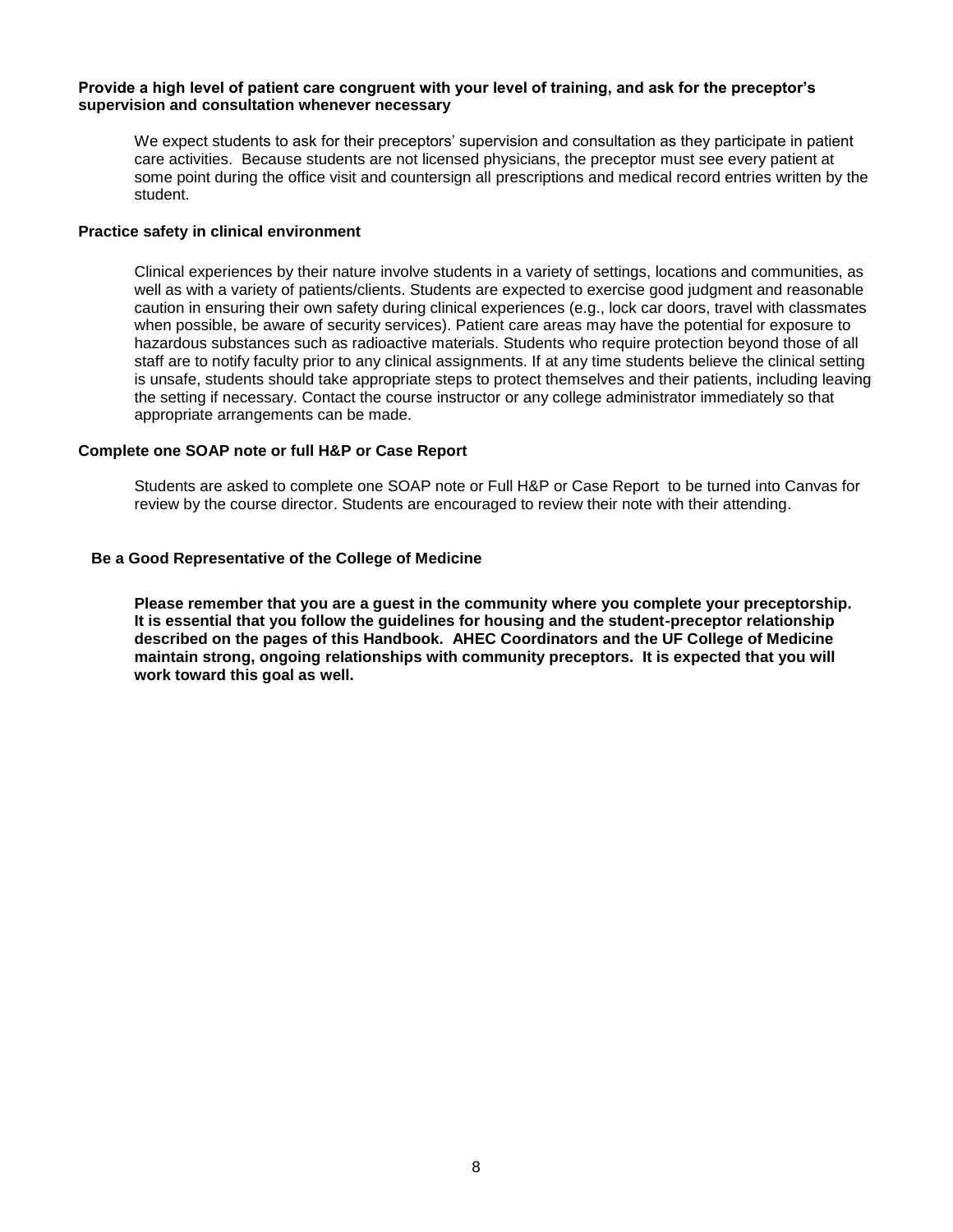**Provide a high level of patient care congruent with your level of training, and ask for the preceptor's supervision and consultation whenever necessary**

We expect students to ask for their preceptors' supervision and consultation as they participate in patient care activities. Because students are not licensed physicians, the preceptor must see every patient at some point during the office visit and countersign all prescriptions and medical record entries written by the student.

**Practice safety in clinical environment**

Clinical experiences by their nature involve students in a variety of settings, locations and communities, as well as with a variety of patients/clients. Students are expected to exercise good judgment and reasonable caution in ensuring their own safety during clinical experiences (e.g., lock car doors, travel with classmates when possible, be aware of security services). Patient care areas may have the potential for exposure to hazardous substances such as radioactive materials. Students who require protection beyond those of all staff are to notify faculty prior to any clinical assignments. If at any time students believe the clinical setting is unsafe, students should take appropriate steps to protect themselves and their patients, including leaving the setting if necessary. Contact the course instructor or any college administrator immediately so that appropriate arrangements can be made.

**Complete one SOAP note or full H&P or Case Report**

Students are asked to complete one SOAP note or Full H&P or Case Report to be turned into Canvas for review by the course director. Students are encouraged to review their note with their attending.

**Be a Good Representative of the College of Medicine**

**Please remember that you are a guest in the community where you complete your preceptorship. It is essential that you follow the guidelines for housing and the student-preceptor relationship described on the pages of this Handbook. AHEC Coordinators and the UF College of Medicine maintain strong, ongoing relationships with community preceptors. It is expected that you will work toward this goal as well.**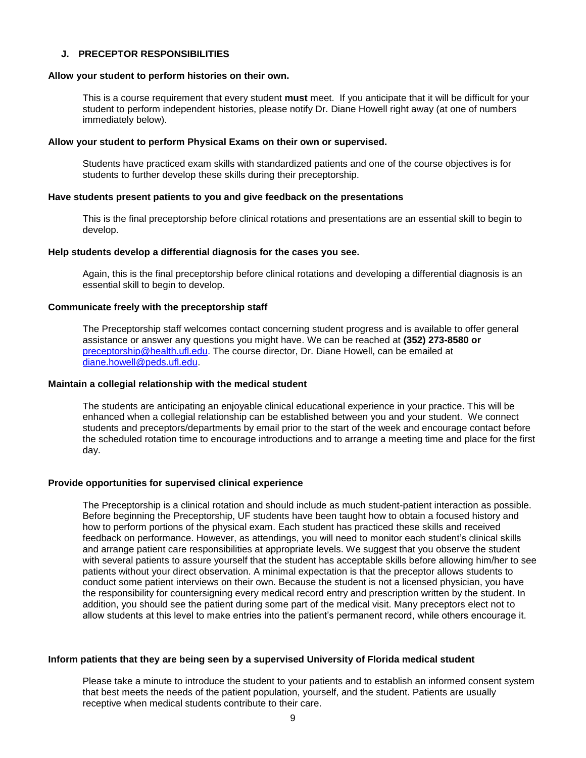## J. PRECEPTOR RESPONSIBILITIES

**Allow your student to perform histories on their own.**

This is a course requirement that every student **must** meet. If you anticipate that it will be difficult for your student to perform independent histories, please notify Dr. Diane Howell right away (at one of numbers immediately below).

**Allow your student to perform Physical Exams on their own or supervised.**

Students have practiced exam skills with standardized patients and one of the course objectives is for students to further develop these skills during their preceptorship.

**Have students present patients to you and give feedback on the presentations**

This is the final preceptorship before clinical rotations and presentations are an essential skill to begin to develop.

**Help students develop a differential diagnosis for the cases you see.**

Again, this is the final preceptorship before clinical rotations and developing a differential diagnosis is an essential skill to begin to develop.

**Communicate freely with the preceptorship staff**

The Preceptorship staff welcomes contact concerning student progress and is available to offer general assistance or answer any questions you might have. We can be reached at **(352) 273-8580 or** preceptorship@health.ufl.edu. The course director, Dr. Diane Howell, can be emailed at diane.howell@peds.ufl.edu.

**Maintain a collegial relationship with the medical student**

The students are anticipating an enjoyable clinical educational experience in your practice. This will be enhanced when a collegial relationship can be established between you and your student. We connect students and preceptors/departments by email prior to the start of the week and encourage contact before the scheduled rotation time to encourage introductions and to arrange a meeting time and place for the first day.

**Provide opportunities for supervised clinical experience**

The Preceptorship is a clinical rotation and should include as much student-patient interaction as possible. Before beginning the Preceptorship, UF students have been taught how to obtain a focused history and how to perform portions of the physical exam. Each student has practiced these skills and received feedback on performance. However, as attendings, you will need to monitor each student's clinical skills and arrange patient care responsibilities at appropriate levels. We suggest that you observe the student with several patients to assure yourself that the student has acceptable skills before allowing him/her to see patients without your direct observation. A minimal expectation is that the preceptor allows students to conduct some patient interviews on their own. Because the student is not a licensed physician, you have the responsibility for countersigning every medical record entry and prescription written by the student. In addition, you should see the patient during some part of the medical visit. Many preceptors elect not to allow students at this level to make entries into the patient's permanent record, while others encourage it.

**Inform patients that they are being seen by a supervised University of Florida medical student**

Please take a minute to introduce the student to your patients and to establish an informed consent system that best meets the needs of the patient population, yourself, and the student. Patients are usually receptive when medical students contribute to their care.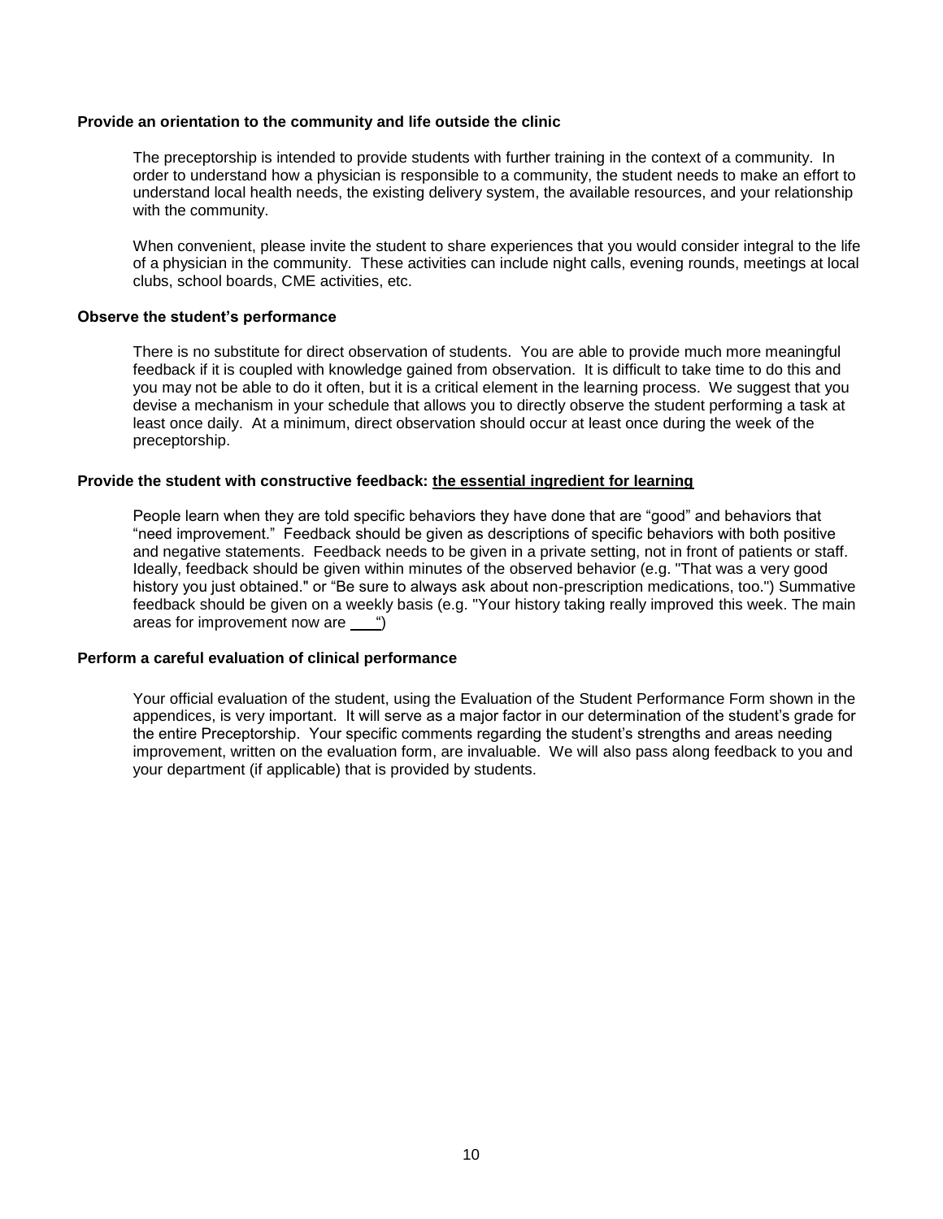**Provide an orientation to the community and life outside the clinic**

The preceptorship is intended to provide students with further training in the context of a community. In order to understand how a physician is responsible to a community, the student needs to make an effort to understand local health needs, the existing delivery system, the available resources, and your relationship with the community.

When convenient, please invite the student to share experiences that you would consider integral to the life of a physician in the community. These activities can include night calls, evening rounds, meetings at local clubs, school boards, CME activities, etc.

**Observe the student's performance**

There is no substitute for direct observation of students. You are able to provide much more meaningful feedback if it is coupled with knowledge gained from observation. It is difficult to take time to do this and you may not be able to do it often, but it is a critical element in the learning process. We suggest that you devise a mechanism in your schedule that allows you to directly observe the student performing a task at least once daily. At a minimum, direct observation should occur at least once during the week of the preceptorship.

**Provide the student with constructive feedback: <u>the essential ingredient for learning</u>**

People learn when they are told specific behaviors they have done that are "good" and behaviors that "need improvement." Feedback should be given as descriptions of specific behaviors with both positive and negative statements. Feedback needs to be given in a private setting, not in front of patients or staff. Ideally, feedback should be given within minutes of the observed behavior (e.g. "That was a very good history you just obtained." or "Be sure to always ask about non-prescription medications, too.") Summative feedback should be given on a weekly basis (e.g. "Your history taking really improved this week. The main areas for improvement now are ___")

**Perform a careful evaluation of clinical performance**

Your official evaluation of the student, using the Evaluation of the Student Performance Form shown in the appendices, is very important. It will serve as a major factor in our determination of the student's grade for the entire Preceptorship. Your specific comments regarding the student's strengths and areas needing improvement, written on the evaluation form, are invaluable. We will also pass along feedback to you and your department (if applicable) that is provided by students.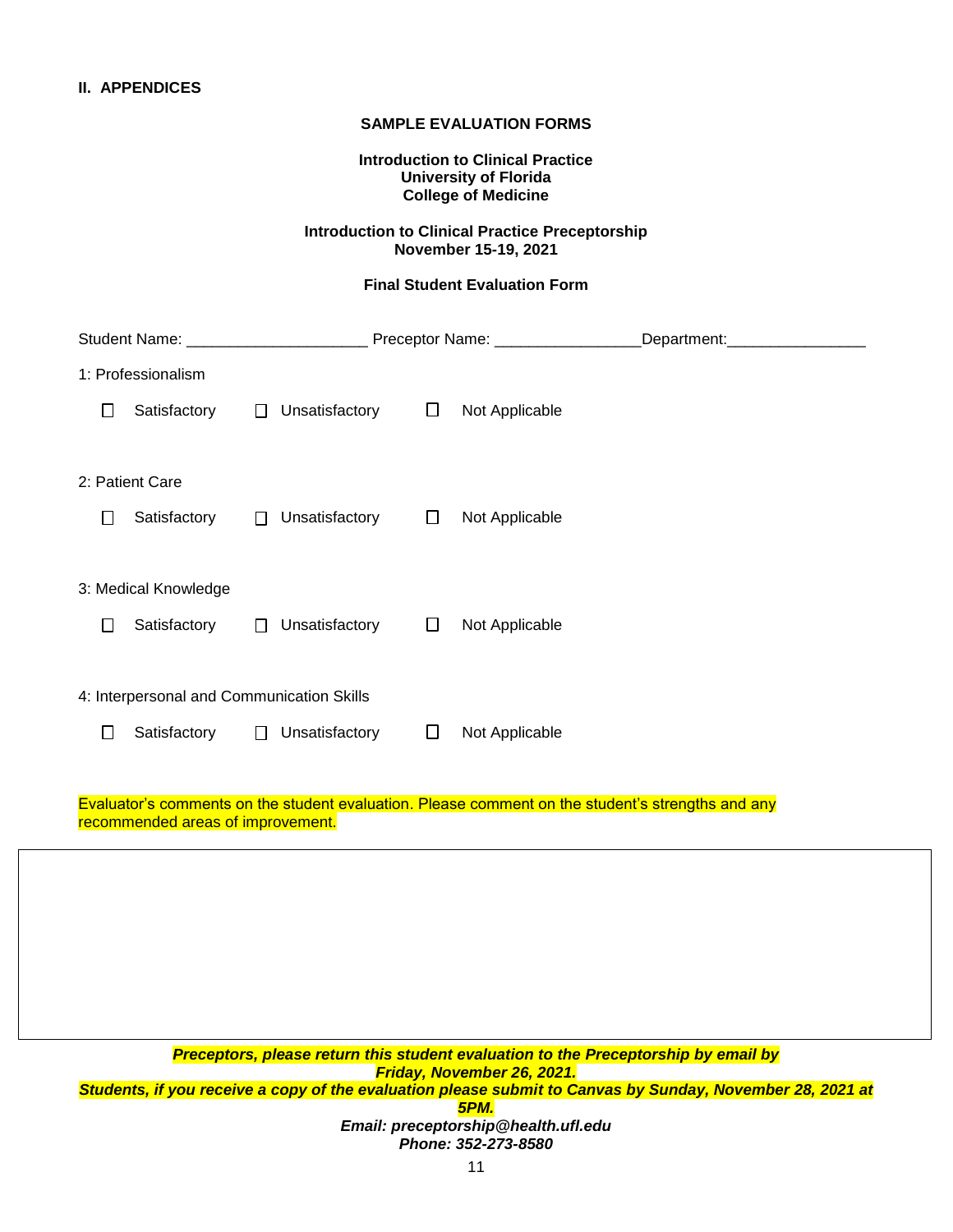## II. APPENDICES

**SAMPLE EVALUATION FORMS**

**Introduction to Clinical Practice**
**University of Florida**
**College of Medicine**

**Introduction to Clinical Practice Preceptorship**
**November 15-19, 2021**

**Final Student Evaluation Form**

Student Name: ____________________ Preceptor Name: ________________Department:_______________

1: Professionalism

☐ Satisfactory ☐ Unsatisfactory ☐ Not Applicable

2: Patient Care

☐ Satisfactory ☐ Unsatisfactory ☐ Not Applicable

3: Medical Knowledge

☐ Satisfactory ☐ Unsatisfactory ☐ Not Applicable

4: Interpersonal and Communication Skills

☐ Satisfactory ☐ Unsatisfactory ☐ Not Applicable

Evaluator's comments on the student evaluation. Please comment on the student's strengths and any recommended areas of improvement.

| |
|---|
| |

***Preceptors, please return this student evaluation to the Preceptorship by email by Friday, November 26, 2021.***
***Students, if you receive a copy of the evaluation please submit to Canvas by Sunday, November 28, 2021 at 5PM.***
***Email: preceptorship@health.ufl.edu***
***Phone: 352-273-8580***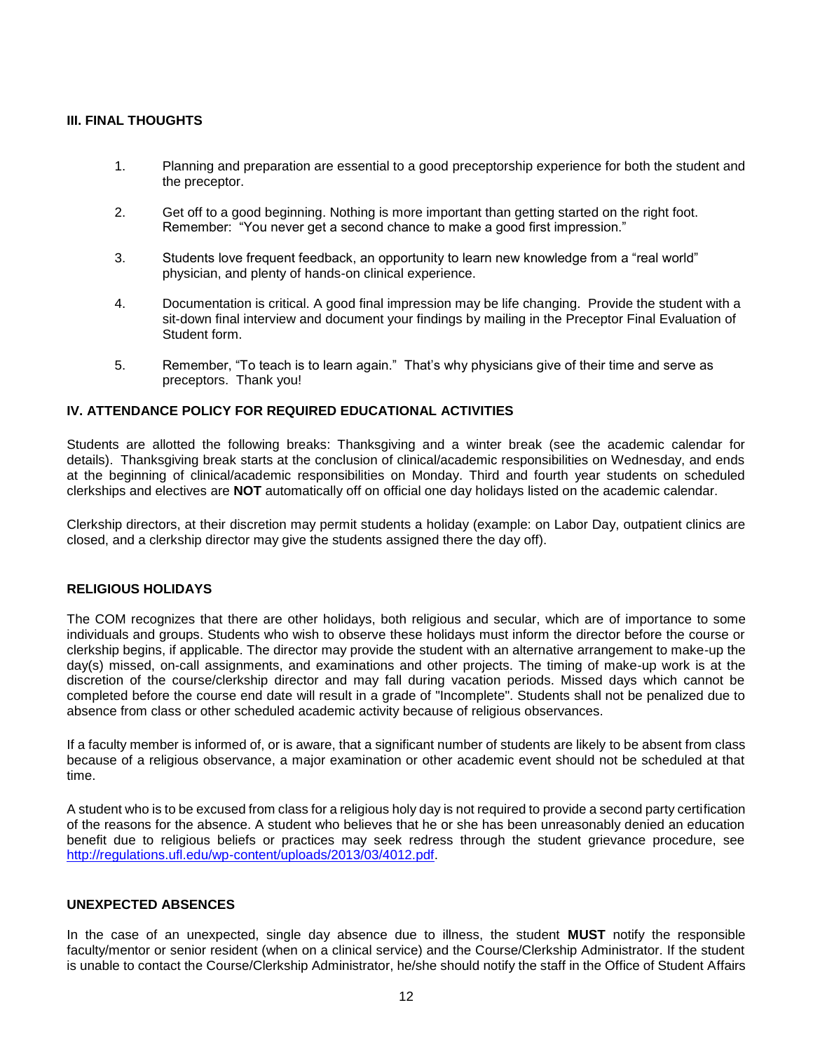### III. FINAL THOUGHTS

1. Planning and preparation are essential to a good preceptorship experience for both the student and the preceptor.

2. Get off to a good beginning. Nothing is more important than getting started on the right foot. Remember: "You never get a second chance to make a good first impression."

3. Students love frequent feedback, an opportunity to learn new knowledge from a "real world" physician, and plenty of hands-on clinical experience.

4. Documentation is critical. A good final impression may be life changing. Provide the student with a sit-down final interview and document your findings by mailing in the Preceptor Final Evaluation of Student form.

5. Remember, "To teach is to learn again." That's why physicians give of their time and serve as preceptors. Thank you!

### IV. ATTENDANCE POLICY FOR REQUIRED EDUCATIONAL ACTIVITIES

Students are allotted the following breaks: Thanksgiving and a winter break (see the academic calendar for details). Thanksgiving break starts at the conclusion of clinical/academic responsibilities on Wednesday, and ends at the beginning of clinical/academic responsibilities on Monday. Third and fourth year students on scheduled clerkships and electives are **NOT** automatically off on official one day holidays listed on the academic calendar.

Clerkship directors, at their discretion may permit students a holiday (example: on Labor Day, outpatient clinics are closed, and a clerkship director may give the students assigned there the day off).

### RELIGIOUS HOLIDAYS

The COM recognizes that there are other holidays, both religious and secular, which are of importance to some individuals and groups. Students who wish to observe these holidays must inform the director before the course or clerkship begins, if applicable. The director may provide the student with an alternative arrangement to make-up the day(s) missed, on-call assignments, and examinations and other projects. The timing of make-up work is at the discretion of the course/clerkship director and may fall during vacation periods. Missed days which cannot be completed before the course end date will result in a grade of "Incomplete". Students shall not be penalized due to absence from class or other scheduled academic activity because of religious observances.

If a faculty member is informed of, or is aware, that a significant number of students are likely to be absent from class because of a religious observance, a major examination or other academic event should not be scheduled at that time.

A student who is to be excused from class for a religious holy day is not required to provide a second party certification of the reasons for the absence. A student who believes that he or she has been unreasonably denied an education benefit due to religious beliefs or practices may seek redress through the student grievance procedure, see [http://regulations.ufl.edu/wp-content/uploads/2013/03/4012.pdf](http://regulations.ufl.edu/wp-content/uploads/2013/03/4012.pdf).

### UNEXPECTED ABSENCES

In the case of an unexpected, single day absence due to illness, the student **MUST** notify the responsible faculty/mentor or senior resident (when on a clinical service) and the Course/Clerkship Administrator. If the student is unable to contact the Course/Clerkship Administrator, he/she should notify the staff in the Office of Student Affairs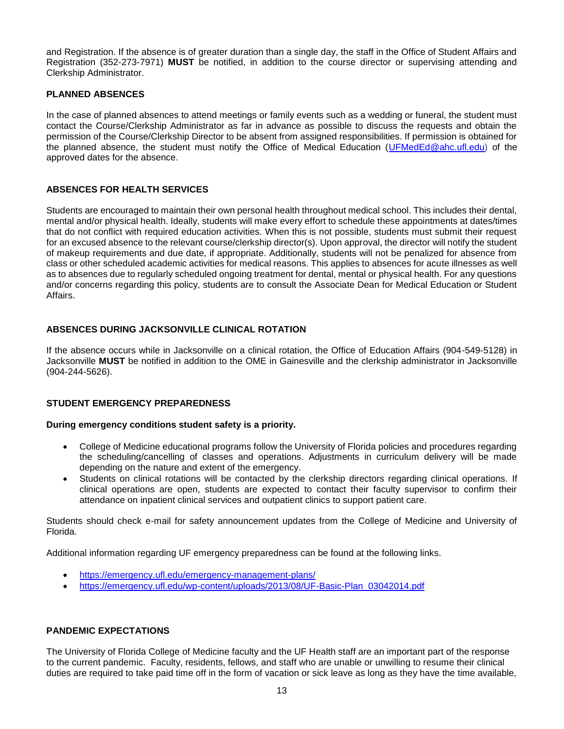and Registration. If the absence is of greater duration than a single day, the staff in the Office of Student Affairs and Registration (352-273-7971) **MUST** be notified, in addition to the course director or supervising attending and Clerkship Administrator.

**PLANNED ABSENCES**

In the case of planned absences to attend meetings or family events such as a wedding or funeral, the student must contact the Course/Clerkship Administrator as far in advance as possible to discuss the requests and obtain the permission of the Course/Clerkship Director to be absent from assigned responsibilities. If permission is obtained for the planned absence, the student must notify the Office of Medical Education (UFMedEd@ahc.ufl.edu) of the approved dates for the absence.

**ABSENCES FOR HEALTH SERVICES**

Students are encouraged to maintain their own personal health throughout medical school. This includes their dental, mental and/or physical health. Ideally, students will make every effort to schedule these appointments at dates/times that do not conflict with required education activities. When this is not possible, students must submit their request for an excused absence to the relevant course/clerkship director(s). Upon approval, the director will notify the student of makeup requirements and due date, if appropriate. Additionally, students will not be penalized for absence from class or other scheduled academic activities for medical reasons. This applies to absences for acute illnesses as well as to absences due to regularly scheduled ongoing treatment for dental, mental or physical health. For any questions and/or concerns regarding this policy, students are to consult the Associate Dean for Medical Education or Student Affairs.

**ABSENCES DURING JACKSONVILLE CLINICAL ROTATION**

If the absence occurs while in Jacksonville on a clinical rotation, the Office of Education Affairs (904-549-5128) in Jacksonville **MUST** be notified in addition to the OME in Gainesville and the clerkship administrator in Jacksonville (904-244-5626).

**STUDENT EMERGENCY PREPAREDNESS**

**During emergency conditions student safety is a priority.**

- College of Medicine educational programs follow the University of Florida policies and procedures regarding the scheduling/cancelling of classes and operations. Adjustments in curriculum delivery will be made depending on the nature and extent of the emergency.
- Students on clinical rotations will be contacted by the clerkship directors regarding clinical operations. If clinical operations are open, students are expected to contact their faculty supervisor to confirm their attendance on inpatient clinical services and outpatient clinics to support patient care.

Students should check e-mail for safety announcement updates from the College of Medicine and University of Florida.

Additional information regarding UF emergency preparedness can be found at the following links.

- https://emergency.ufl.edu/emergency-management-plans/
- https://emergency.ufl.edu/wp-content/uploads/2013/08/UF-Basic-Plan_03042014.pdf

**PANDEMIC EXPECTATIONS**

The University of Florida College of Medicine faculty and the UF Health staff are an important part of the response to the current pandemic. Faculty, residents, fellows, and staff who are unable or unwilling to resume their clinical duties are required to take paid time off in the form of vacation or sick leave as long as they have the time available,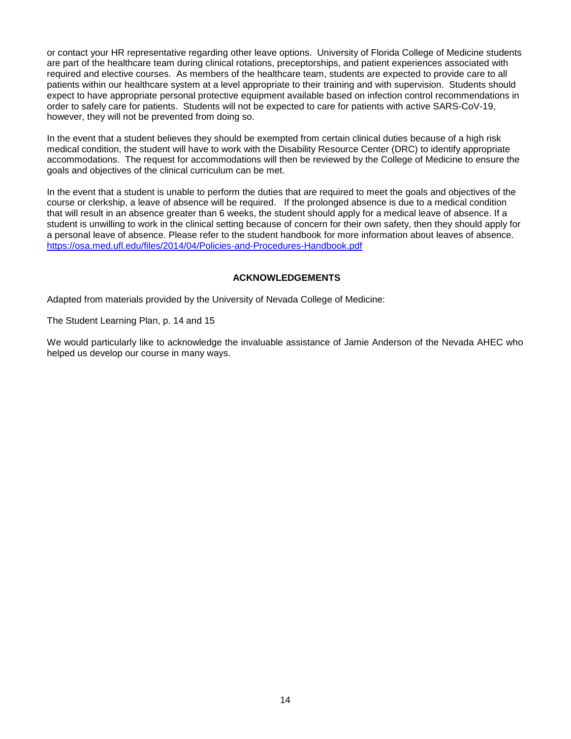or contact your HR representative regarding other leave options. University of Florida College of Medicine students are part of the healthcare team during clinical rotations, preceptorships, and patient experiences associated with required and elective courses. As members of the healthcare team, students are expected to provide care to all patients within our healthcare system at a level appropriate to their training and with supervision. Students should expect to have appropriate personal protective equipment available based on infection control recommendations in order to safely care for patients. Students will not be expected to care for patients with active SARS-CoV-19, however, they will not be prevented from doing so.

In the event that a student believes they should be exempted from certain clinical duties because of a high risk medical condition, the student will have to work with the Disability Resource Center (DRC) to identify appropriate accommodations. The request for accommodations will then be reviewed by the College of Medicine to ensure the goals and objectives of the clinical curriculum can be met.

In the event that a student is unable to perform the duties that are required to meet the goals and objectives of the course or clerkship, a leave of absence will be required. If the prolonged absence is due to a medical condition that will result in an absence greater than 6 weeks, the student should apply for a medical leave of absence. If a student is unwilling to work in the clinical setting because of concern for their own safety, then they should apply for a personal leave of absence. Please refer to the student handbook for more information about leaves of absence. https://osa.med.ufl.edu/files/2014/04/Policies-and-Procedures-Handbook.pdf

## ACKNOWLEDGEMENTS

Adapted from materials provided by the University of Nevada College of Medicine:

The Student Learning Plan, p. 14 and 15

We would particularly like to acknowledge the invaluable assistance of Jamie Anderson of the Nevada AHEC who helped us develop our course in many ways.